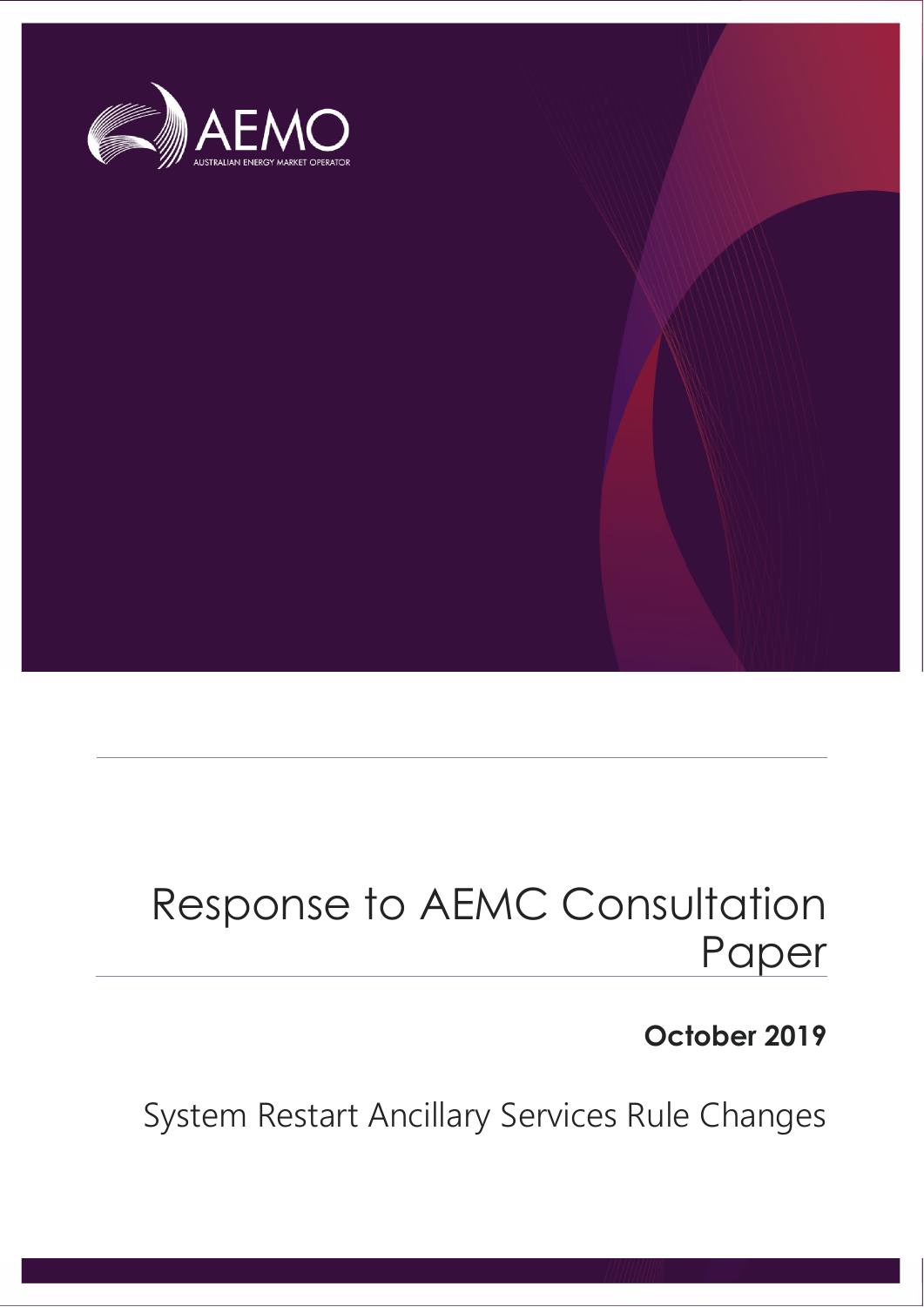AEMO

AUSTRALIAN ENERGY MARKET OPERATOR

# Response to AEMC Consultation Paper

**October 2019**

System Restart Ancillary Services Rule Changes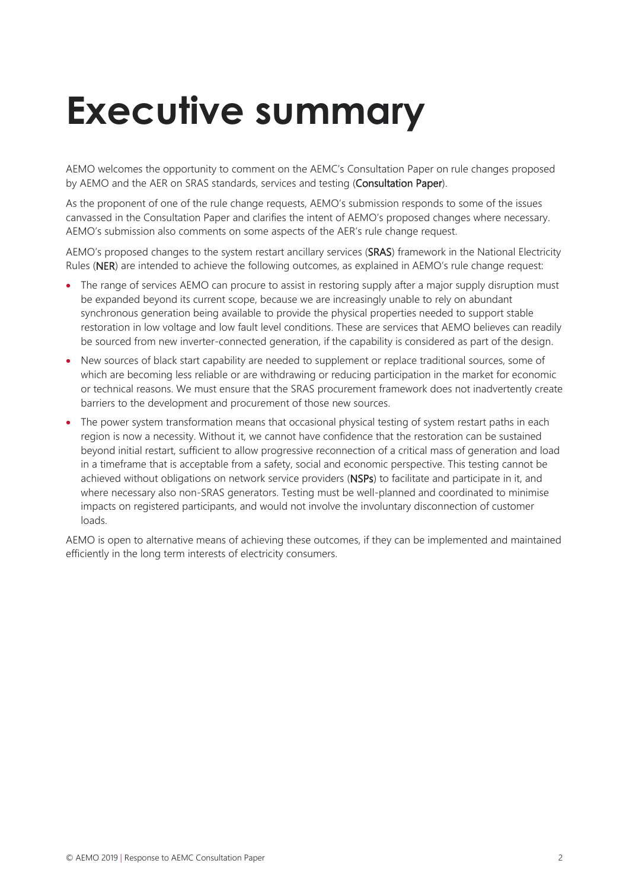# Executive summary

AEMO welcomes the opportunity to comment on the AEMC's Consultation Paper on rule changes proposed by AEMO and the AER on SRAS standards, services and testing (**Consultation Paper**).

As the proponent of one of the rule change requests, AEMO's submission responds to some of the issues canvassed in the Consultation Paper and clarifies the intent of AEMO's proposed changes where necessary. AEMO's submission also comments on some aspects of the AER's rule change request.

AEMO's proposed changes to the system restart ancillary services (**SRAS**) framework in the National Electricity Rules (**NER**) are intended to achieve the following outcomes, as explained in AEMO's rule change request:

- The range of services AEMO can procure to assist in restoring supply after a major supply disruption must be expanded beyond its current scope, because we are increasingly unable to rely on abundant synchronous generation being available to provide the physical properties needed to support stable restoration in low voltage and low fault level conditions. These are services that AEMO believes can readily be sourced from new inverter-connected generation, if the capability is considered as part of the design.
- New sources of black start capability are needed to supplement or replace traditional sources, some of which are becoming less reliable or are withdrawing or reducing participation in the market for economic or technical reasons. We must ensure that the SRAS procurement framework does not inadvertently create barriers to the development and procurement of those new sources.
- The power system transformation means that occasional physical testing of system restart paths in each region is now a necessity. Without it, we cannot have confidence that the restoration can be sustained beyond initial restart, sufficient to allow progressive reconnection of a critical mass of generation and load in a timeframe that is acceptable from a safety, social and economic perspective. This testing cannot be achieved without obligations on network service providers (**NSPs**) to facilitate and participate in it, and where necessary also non-SRAS generators. Testing must be well-planned and coordinated to minimise impacts on registered participants, and would not involve the involuntary disconnection of customer loads.

AEMO is open to alternative means of achieving these outcomes, if they can be implemented and maintained efficiently in the long term interests of electricity consumers.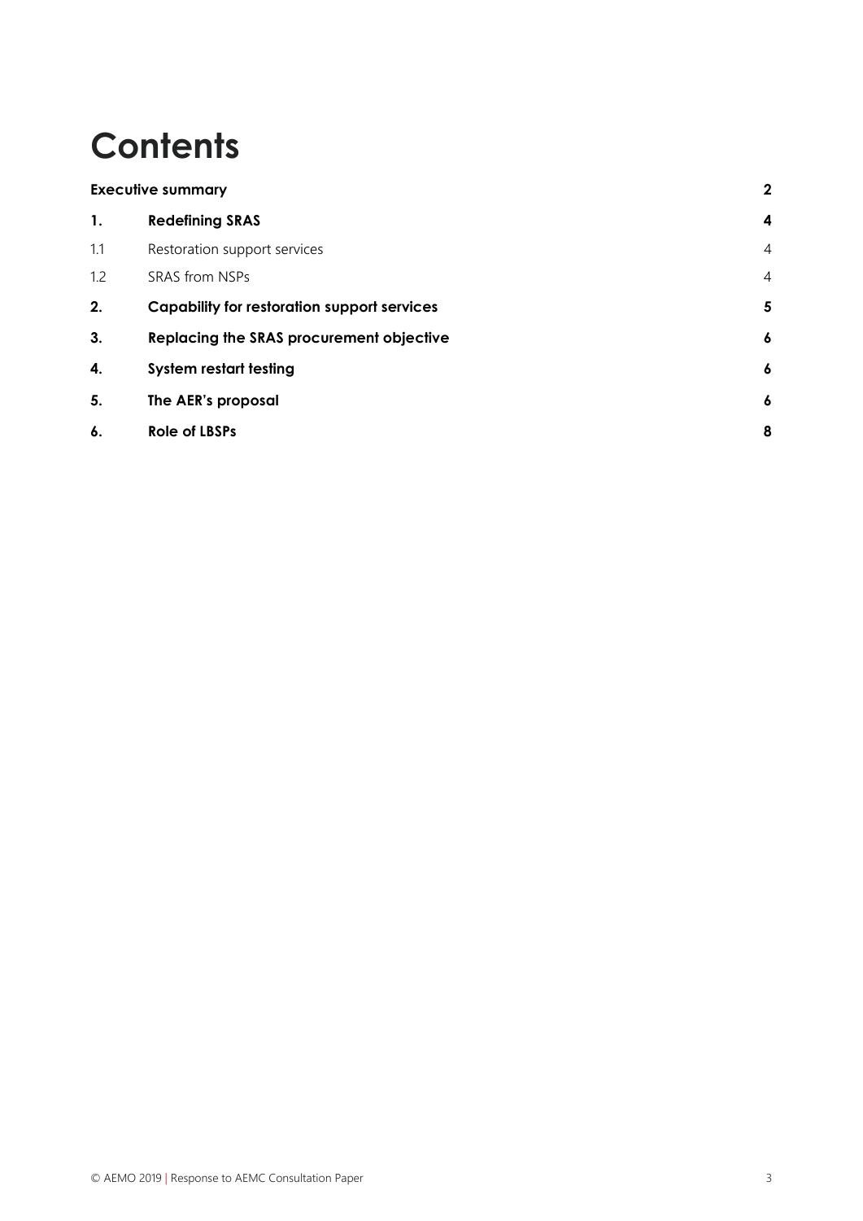# Contents

| | | |
|---|---|---|
| **Executive summary** | | **2** |
| **1.** | **Redefining SRAS** | **4** |
| 1.1 | Restoration support services | 4 |
| 1.2 | SRAS from NSPs | 4 |
| **2.** | **Capability for restoration support services** | **5** |
| **3.** | **Replacing the SRAS procurement objective** | **6** |
| **4.** | **System restart testing** | **6** |
| **5.** | **The AER's proposal** | **6** |
| **6.** | **Role of LBSPs** | **8** |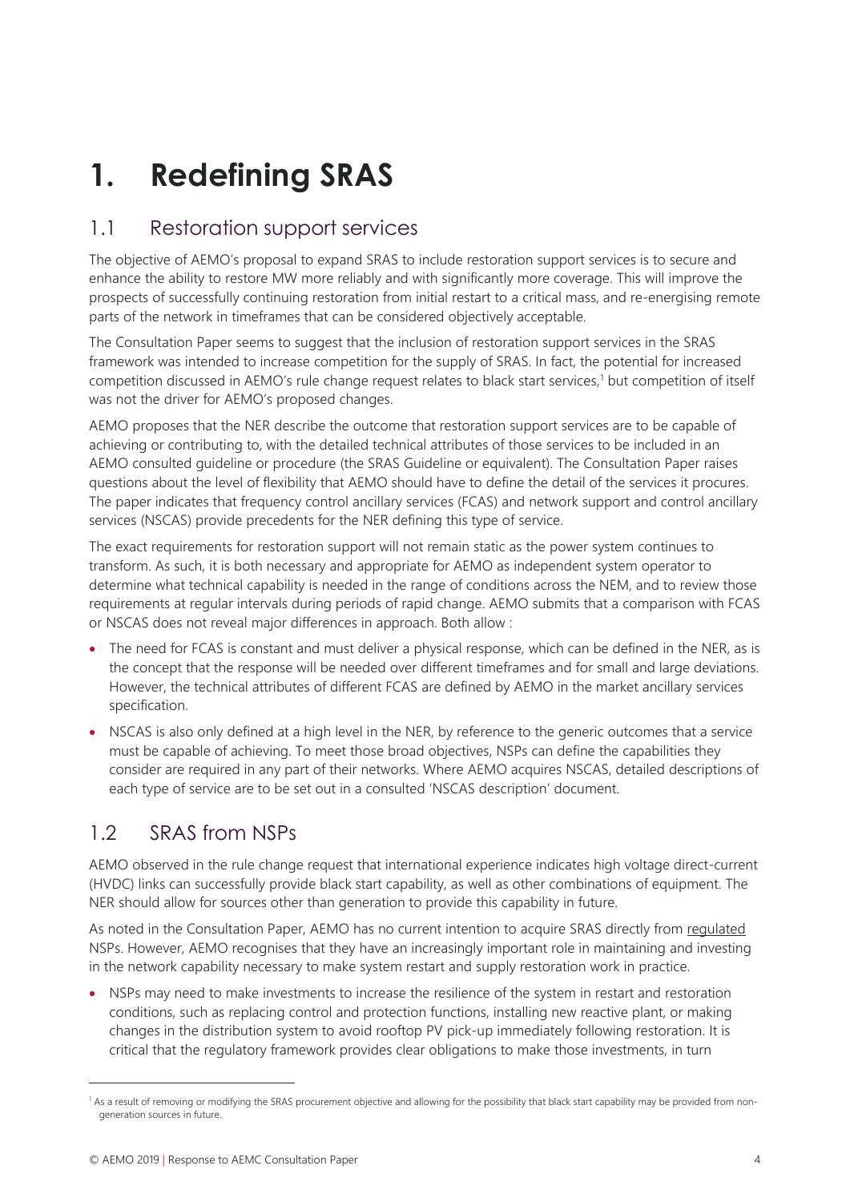# 1. Redefining SRAS

## 1.1 Restoration support services

The objective of AEMO's proposal to expand SRAS to include restoration support services is to secure and enhance the ability to restore MW more reliably and with significantly more coverage. This will improve the prospects of successfully continuing restoration from initial restart to a critical mass, and re-energising remote parts of the network in timeframes that can be considered objectively acceptable.

The Consultation Paper seems to suggest that the inclusion of restoration support services in the SRAS framework was intended to increase competition for the supply of SRAS. In fact, the potential for increased competition discussed in AEMO's rule change request relates to black start services,[1] but competition of itself was not the driver for AEMO's proposed changes.

AEMO proposes that the NER describe the outcome that restoration support services are to be capable of achieving or contributing to, with the detailed technical attributes of those services to be included in an AEMO consulted guideline or procedure (the SRAS Guideline or equivalent). The Consultation Paper raises questions about the level of flexibility that AEMO should have to define the detail of the services it procures. The paper indicates that frequency control ancillary services (FCAS) and network support and control ancillary services (NSCAS) provide precedents for the NER defining this type of service.

The exact requirements for restoration support will not remain static as the power system continues to transform. As such, it is both necessary and appropriate for AEMO as independent system operator to determine what technical capability is needed in the range of conditions across the NEM, and to review those requirements at regular intervals during periods of rapid change. AEMO submits that a comparison with FCAS or NSCAS does not reveal major differences in approach. Both allow :

- The need for FCAS is constant and must deliver a physical response, which can be defined in the NER, as is the concept that the response will be needed over different timeframes and for small and large deviations. However, the technical attributes of different FCAS are defined by AEMO in the market ancillary services specification.
- NSCAS is also only defined at a high level in the NER, by reference to the generic outcomes that a service must be capable of achieving. To meet those broad objectives, NSPs can define the capabilities they consider are required in any part of their networks. Where AEMO acquires NSCAS, detailed descriptions of each type of service are to be set out in a consulted 'NSCAS description' document.

## 1.2 SRAS from NSPs

AEMO observed in the rule change request that international experience indicates high voltage direct-current (HVDC) links can successfully provide black start capability, as well as other combinations of equipment. The NER should allow for sources other than generation to provide this capability in future.

As noted in the Consultation Paper, AEMO has no current intention to acquire SRAS directly from regulated NSPs. However, AEMO recognises that they have an increasingly important role in maintaining and investing in the network capability necessary to make system restart and supply restoration work in practice.

- NSPs may need to make investments to increase the resilience of the system in restart and restoration conditions, such as replacing control and protection functions, installing new reactive plant, or making changes in the distribution system to avoid rooftop PV pick-up immediately following restoration. It is critical that the regulatory framework provides clear obligations to make those investments, in turn

[1] As a result of removing or modifying the SRAS procurement objective and allowing for the possibility that black start capability may be provided from non-generation sources in future.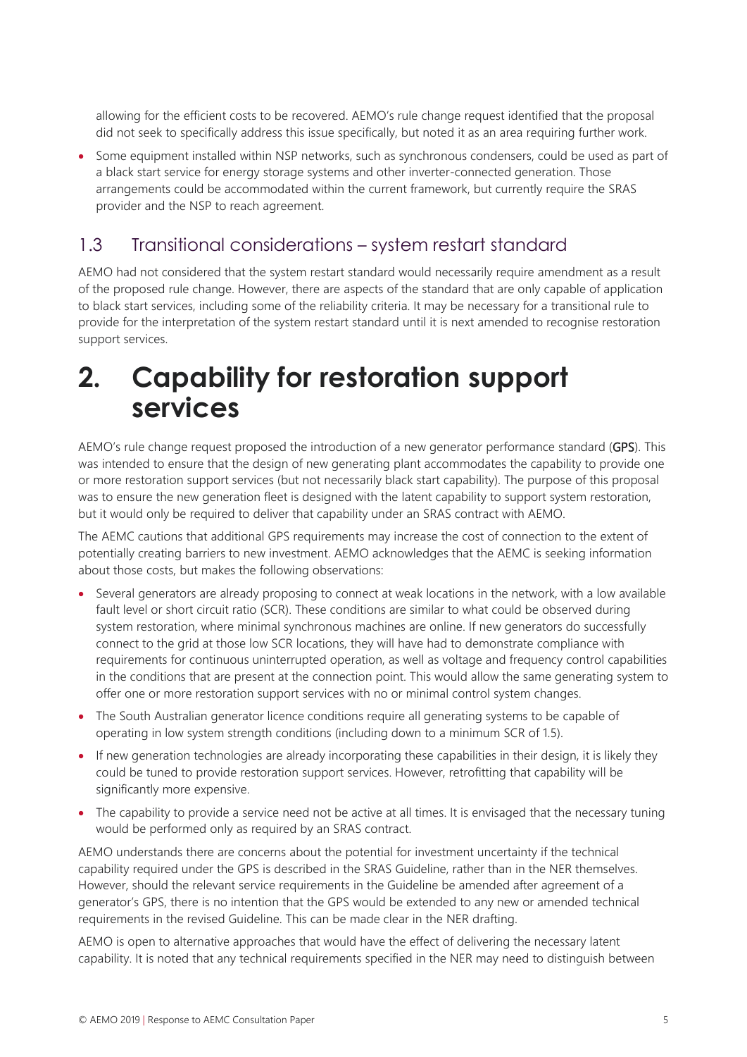allowing for the efficient costs to be recovered. AEMO's rule change request identified that the proposal did not seek to specifically address this issue specifically, but noted it as an area requiring further work.

- Some equipment installed within NSP networks, such as synchronous condensers, could be used as part of a black start service for energy storage systems and other inverter-connected generation. Those arrangements could be accommodated within the current framework, but currently require the SRAS provider and the NSP to reach agreement.

## 1.3 Transitional considerations – system restart standard

AEMO had not considered that the system restart standard would necessarily require amendment as a result of the proposed rule change. However, there are aspects of the standard that are only capable of application to black start services, including some of the reliability criteria. It may be necessary for a transitional rule to provide for the interpretation of the system restart standard until it is next amended to recognise restoration support services.

# 2. Capability for restoration support services

AEMO's rule change request proposed the introduction of a new generator performance standard (**GPS**). This was intended to ensure that the design of new generating plant accommodates the capability to provide one or more restoration support services (but not necessarily black start capability). The purpose of this proposal was to ensure the new generation fleet is designed with the latent capability to support system restoration, but it would only be required to deliver that capability under an SRAS contract with AEMO.

The AEMC cautions that additional GPS requirements may increase the cost of connection to the extent of potentially creating barriers to new investment. AEMO acknowledges that the AEMC is seeking information about those costs, but makes the following observations:

- Several generators are already proposing to connect at weak locations in the network, with a low available fault level or short circuit ratio (SCR). These conditions are similar to what could be observed during system restoration, where minimal synchronous machines are online. If new generators do successfully connect to the grid at those low SCR locations, they will have had to demonstrate compliance with requirements for continuous uninterrupted operation, as well as voltage and frequency control capabilities in the conditions that are present at the connection point. This would allow the same generating system to offer one or more restoration support services with no or minimal control system changes.
- The South Australian generator licence conditions require all generating systems to be capable of operating in low system strength conditions (including down to a minimum SCR of 1.5).
- If new generation technologies are already incorporating these capabilities in their design, it is likely they could be tuned to provide restoration support services. However, retrofitting that capability will be significantly more expensive.
- The capability to provide a service need not be active at all times. It is envisaged that the necessary tuning would be performed only as required by an SRAS contract.

AEMO understands there are concerns about the potential for investment uncertainty if the technical capability required under the GPS is described in the SRAS Guideline, rather than in the NER themselves. However, should the relevant service requirements in the Guideline be amended after agreement of a generator's GPS, there is no intention that the GPS would be extended to any new or amended technical requirements in the revised Guideline. This can be made clear in the NER drafting.

AEMO is open to alternative approaches that would have the effect of delivering the necessary latent capability. It is noted that any technical requirements specified in the NER may need to distinguish between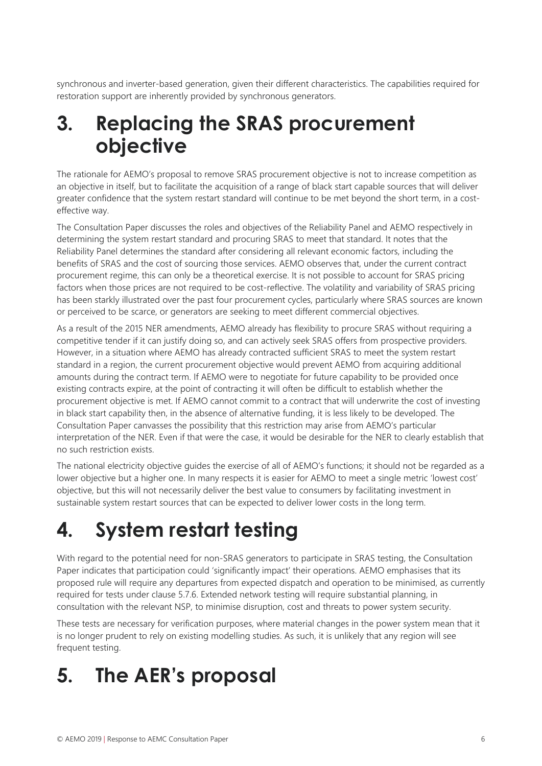synchronous and inverter-based generation, given their different characteristics. The capabilities required for restoration support are inherently provided by synchronous generators.

# 3. Replacing the SRAS procurement objective

The rationale for AEMO's proposal to remove SRAS procurement objective is not to increase competition as an objective in itself, but to facilitate the acquisition of a range of black start capable sources that will deliver greater confidence that the system restart standard will continue to be met beyond the short term, in a cost-effective way.

The Consultation Paper discusses the roles and objectives of the Reliability Panel and AEMO respectively in determining the system restart standard and procuring SRAS to meet that standard. It notes that the Reliability Panel determines the standard after considering all relevant economic factors, including the benefits of SRAS and the cost of sourcing those services. AEMO observes that, under the current contract procurement regime, this can only be a theoretical exercise. It is not possible to account for SRAS pricing factors when those prices are not required to be cost-reflective. The volatility and variability of SRAS pricing has been starkly illustrated over the past four procurement cycles, particularly where SRAS sources are known or perceived to be scarce, or generators are seeking to meet different commercial objectives.

As a result of the 2015 NER amendments, AEMO already has flexibility to procure SRAS without requiring a competitive tender if it can justify doing so, and can actively seek SRAS offers from prospective providers. However, in a situation where AEMO has already contracted sufficient SRAS to meet the system restart standard in a region, the current procurement objective would prevent AEMO from acquiring additional amounts during the contract term. If AEMO were to negotiate for future capability to be provided once existing contracts expire, at the point of contracting it will often be difficult to establish whether the procurement objective is met. If AEMO cannot commit to a contract that will underwrite the cost of investing in black start capability then, in the absence of alternative funding, it is less likely to be developed. The Consultation Paper canvasses the possibility that this restriction may arise from AEMO's particular interpretation of the NER. Even if that were the case, it would be desirable for the NER to clearly establish that no such restriction exists.

The national electricity objective guides the exercise of all of AEMO's functions; it should not be regarded as a lower objective but a higher one. In many respects it is easier for AEMO to meet a single metric 'lowest cost' objective, but this will not necessarily deliver the best value to consumers by facilitating investment in sustainable system restart sources that can be expected to deliver lower costs in the long term.

# 4. System restart testing

With regard to the potential need for non-SRAS generators to participate in SRAS testing, the Consultation Paper indicates that participation could 'significantly impact' their operations. AEMO emphasises that its proposed rule will require any departures from expected dispatch and operation to be minimised, as currently required for tests under clause 5.7.6. Extended network testing will require substantial planning, in consultation with the relevant NSP, to minimise disruption, cost and threats to power system security.

These tests are necessary for verification purposes, where material changes in the power system mean that it is no longer prudent to rely on existing modelling studies. As such, it is unlikely that any region will see frequent testing.

# 5. The AER's proposal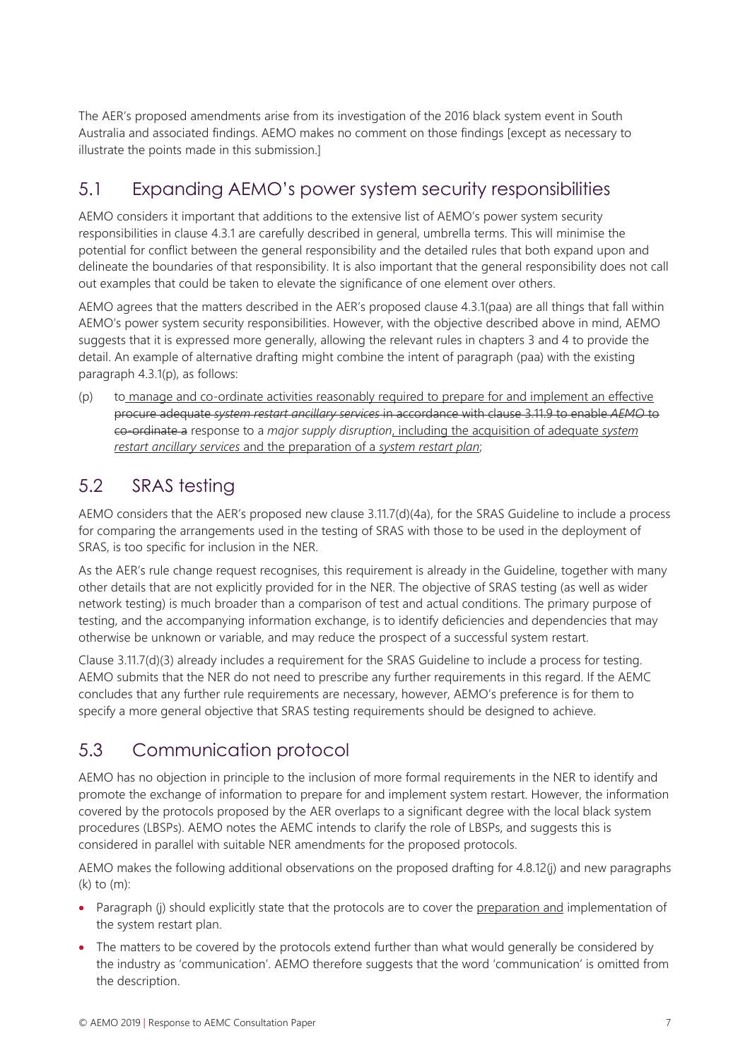The AER's proposed amendments arise from its investigation of the 2016 black system event in South Australia and associated findings. AEMO makes no comment on those findings [except as necessary to illustrate the points made in this submission.]

## 5.1 Expanding AEMO's power system security responsibilities

AEMO considers it important that additions to the extensive list of AEMO's power system security responsibilities in clause 4.3.1 are carefully described in general, umbrella terms. This will minimise the potential for conflict between the general responsibility and the detailed rules that both expand upon and delineate the boundaries of that responsibility. It is also important that the general responsibility does not call out examples that could be taken to elevate the significance of one element over others.

AEMO agrees that the matters described in the AER's proposed clause 4.3.1(paa) are all things that fall within AEMO's power system security responsibilities. However, with the objective described above in mind, AEMO suggests that it is expressed more generally, allowing the relevant rules in chapters 3 and 4 to provide the detail. An example of alternative drafting might combine the intent of paragraph (paa) with the existing paragraph 4.3.1(p), as follows:

(p) to <u>manage and co-ordinate activities reasonably required to prepare for and implement an effective</u> ~~procure adequate *system restart ancillary services* in accordance with clause 3.11.9 to enable *AEMO* to co-ordinate a~~ response to a *major supply disruption*<u>, including the acquisition of adequate *system restart ancillary services* and the preparation of a *system restart plan*</u>;

## 5.2 SRAS testing

AEMO considers that the AER's proposed new clause 3.11.7(d)(4a), for the SRAS Guideline to include a process for comparing the arrangements used in the testing of SRAS with those to be used in the deployment of SRAS, is too specific for inclusion in the NER.

As the AER's rule change request recognises, this requirement is already in the Guideline, together with many other details that are not explicitly provided for in the NER. The objective of SRAS testing (as well as wider network testing) is much broader than a comparison of test and actual conditions. The primary purpose of testing, and the accompanying information exchange, is to identify deficiencies and dependencies that may otherwise be unknown or variable, and may reduce the prospect of a successful system restart.

Clause 3.11.7(d)(3) already includes a requirement for the SRAS Guideline to include a process for testing. AEMO submits that the NER do not need to prescribe any further requirements in this regard. If the AEMC concludes that any further rule requirements are necessary, however, AEMO's preference is for them to specify a more general objective that SRAS testing requirements should be designed to achieve.

## 5.3 Communication protocol

AEMO has no objection in principle to the inclusion of more formal requirements in the NER to identify and promote the exchange of information to prepare for and implement system restart. However, the information covered by the protocols proposed by the AER overlaps to a significant degree with the local black system procedures (LBSPs). AEMO notes the AEMC intends to clarify the role of LBSPs, and suggests this is considered in parallel with suitable NER amendments for the proposed protocols.

AEMO makes the following additional observations on the proposed drafting for 4.8.12(j) and new paragraphs (k) to (m):

- Paragraph (j) should explicitly state that the protocols are to cover the <u>preparation and</u> implementation of the system restart plan.
- The matters to be covered by the protocols extend further than what would generally be considered by the industry as 'communication'. AEMO therefore suggests that the word 'communication' is omitted from the description.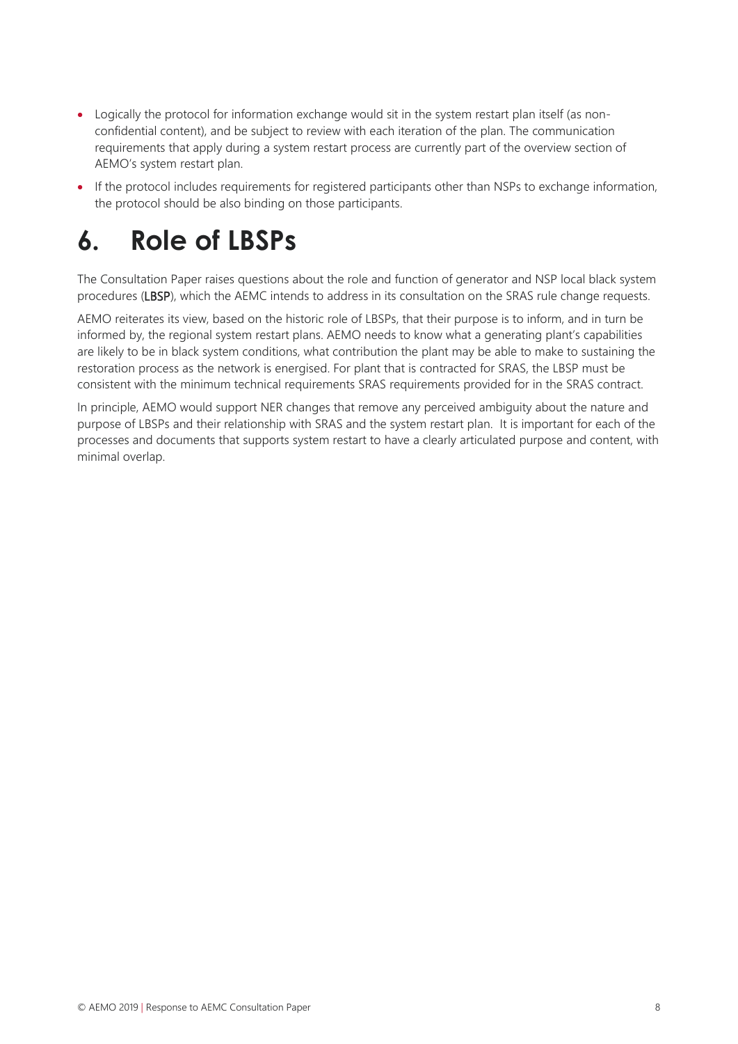- Logically the protocol for information exchange would sit in the system restart plan itself (as non-confidential content), and be subject to review with each iteration of the plan. The communication requirements that apply during a system restart process are currently part of the overview section of AEMO's system restart plan.
- If the protocol includes requirements for registered participants other than NSPs to exchange information, the protocol should be also binding on those participants.

# 6. Role of LBSPs

The Consultation Paper raises questions about the role and function of generator and NSP local black system procedures (**LBSP**), which the AEMC intends to address in its consultation on the SRAS rule change requests.

AEMO reiterates its view, based on the historic role of LBSPs, that their purpose is to inform, and in turn be informed by, the regional system restart plans. AEMO needs to know what a generating plant's capabilities are likely to be in black system conditions, what contribution the plant may be able to make to sustaining the restoration process as the network is energised. For plant that is contracted for SRAS, the LBSP must be consistent with the minimum technical requirements SRAS requirements provided for in the SRAS contract.

In principle, AEMO would support NER changes that remove any perceived ambiguity about the nature and purpose of LBSPs and their relationship with SRAS and the system restart plan. It is important for each of the processes and documents that supports system restart to have a clearly articulated purpose and content, with minimal overlap.